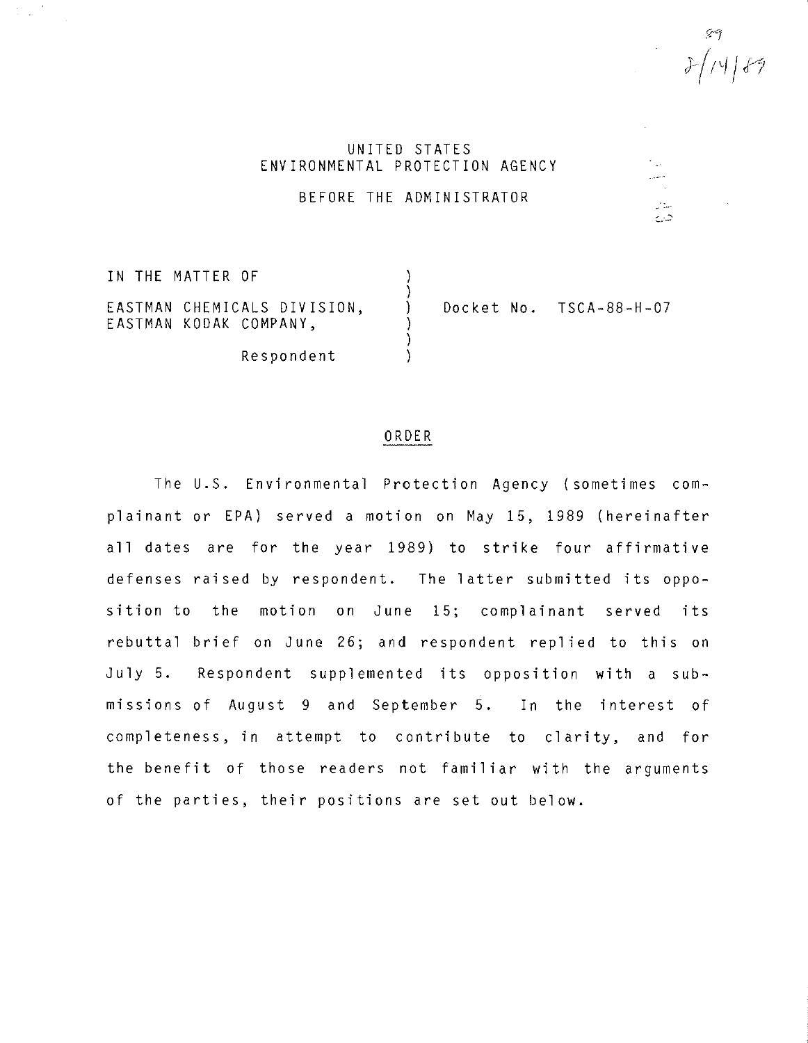89
8/14/89

UNITED STATES
ENVIRONMENTAL PROTECTION AGENCY

BEFORE THE ADMINISTRATOR

IN THE MATTER OF

EASTMAN CHEMICALS DIVISION,
EASTMAN KODAK COMPANY,

Respondent

Docket No. TSCA-88-H-07

## ORDER

The U.S. Environmental Protection Agency (sometimes complainant or EPA) served a motion on May 15, 1989 (hereinafter all dates are for the year 1989) to strike four affirmative defenses raised by respondent. The latter submitted its opposition to the motion on June 15; complainant served its rebuttal brief on June 26; and respondent replied to this on July 5. Respondent supplemented its opposition with a submissions of August 9 and September 5. In the interest of completeness, in attempt to contribute to clarity, and for the benefit of those readers not familiar with the arguments of the parties, their positions are set out below.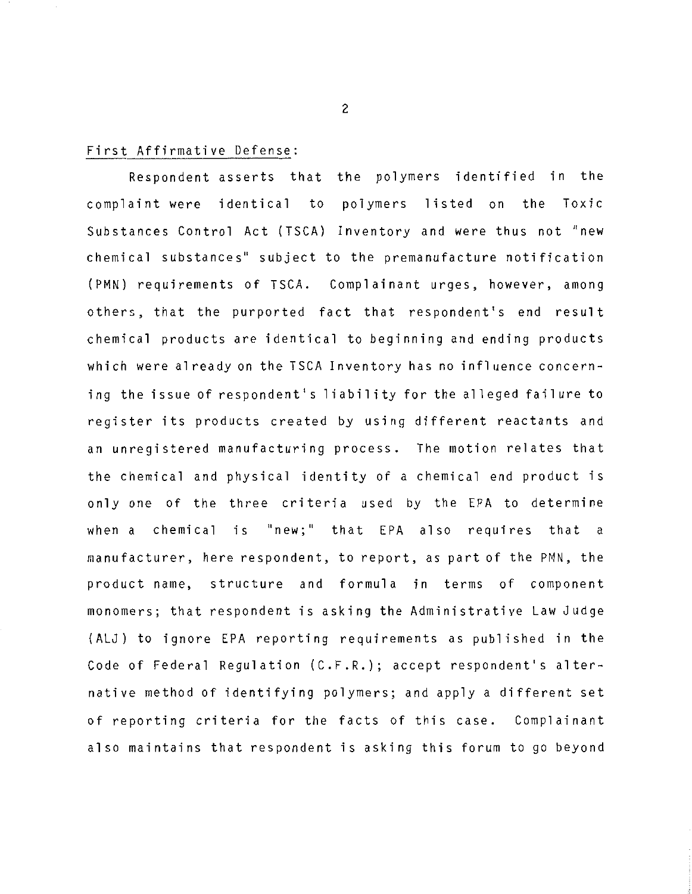First Affirmative Defense:

Respondent asserts that the polymers identified in the complaint were identical to polymers listed on the Toxic Substances Control Act (TSCA) Inventory and were thus not "new chemical substances" subject to the premanufacture notification (PMN) requirements of TSCA. Complainant urges, however, among others, that the purported fact that respondent's end result chemical products are identical to beginning and ending products which were already on the TSCA Inventory has no influence concerning the issue of respondent's liability for the alleged failure to register its products created by using different reactants and an unregistered manufacturing process. The motion relates that the chemical and physical identity of a chemical end product is only one of the three criteria used by the EPA to determine when a chemical is "new;" that EPA also requires that a manufacturer, here respondent, to report, as part of the PMN, the product name, structure and formula in terms of component monomers; that respondent is asking the Administrative Law Judge (ALJ) to ignore EPA reporting requirements as published in the Code of Federal Regulation (C.F.R.); accept respondent's alternative method of identifying polymers; and apply a different set of reporting criteria for the facts of this case. Complainant also maintains that respondent is asking this forum to go beyond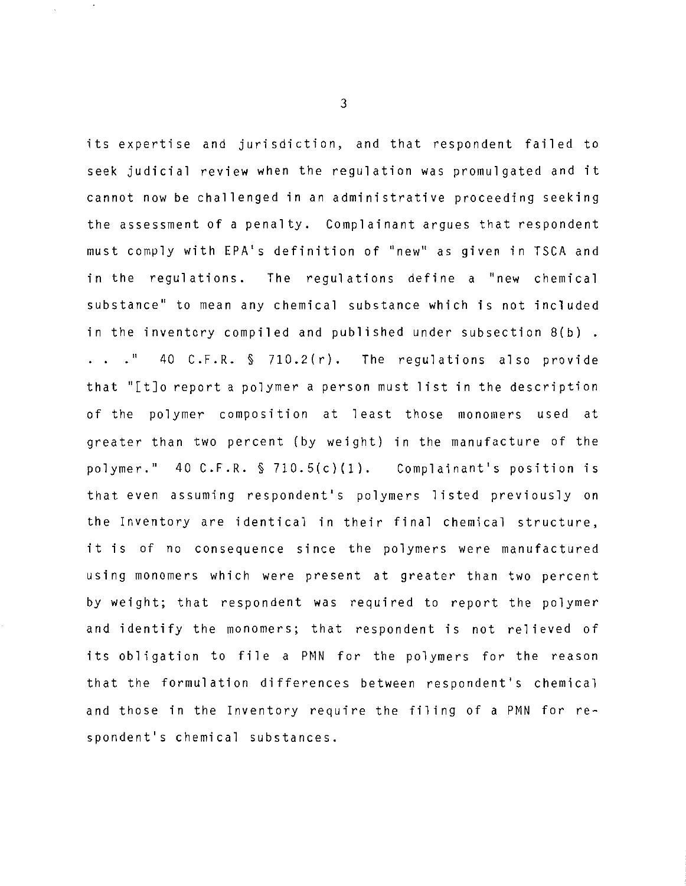its expertise and jurisdiction, and that respondent failed to seek judicial review when the regulation was promulgated and it cannot now be challenged in an administrative proceeding seeking the assessment of a penalty. Complainant argues that respondent must comply with EPA's definition of "new" as given in TSCA and in the regulations. The regulations define a "new chemical substance" to mean any chemical substance which is not included in the inventory compiled and published under subsection 8(b) . . . ." 40 C.F.R. § 710.2(r). The regulations also provide that "[t]o report a polymer a person must list in the description of the polymer composition at least those monomers used at greater than two percent (by weight) in the manufacture of the polymer." 40 C.F.R. § 710.5(c)(1). Complainant's position is that even assuming respondent's polymers listed previously on the Inventory are identical in their final chemical structure, it is of no consequence since the polymers were manufactured using monomers which were present at greater than two percent by weight; that respondent was required to report the polymer and identify the monomers; that respondent is not relieved of its obligation to file a PMN for the polymers for the reason that the formulation differences between respondent's chemical and those in the Inventory require the filing of a PMN for respondent's chemical substances.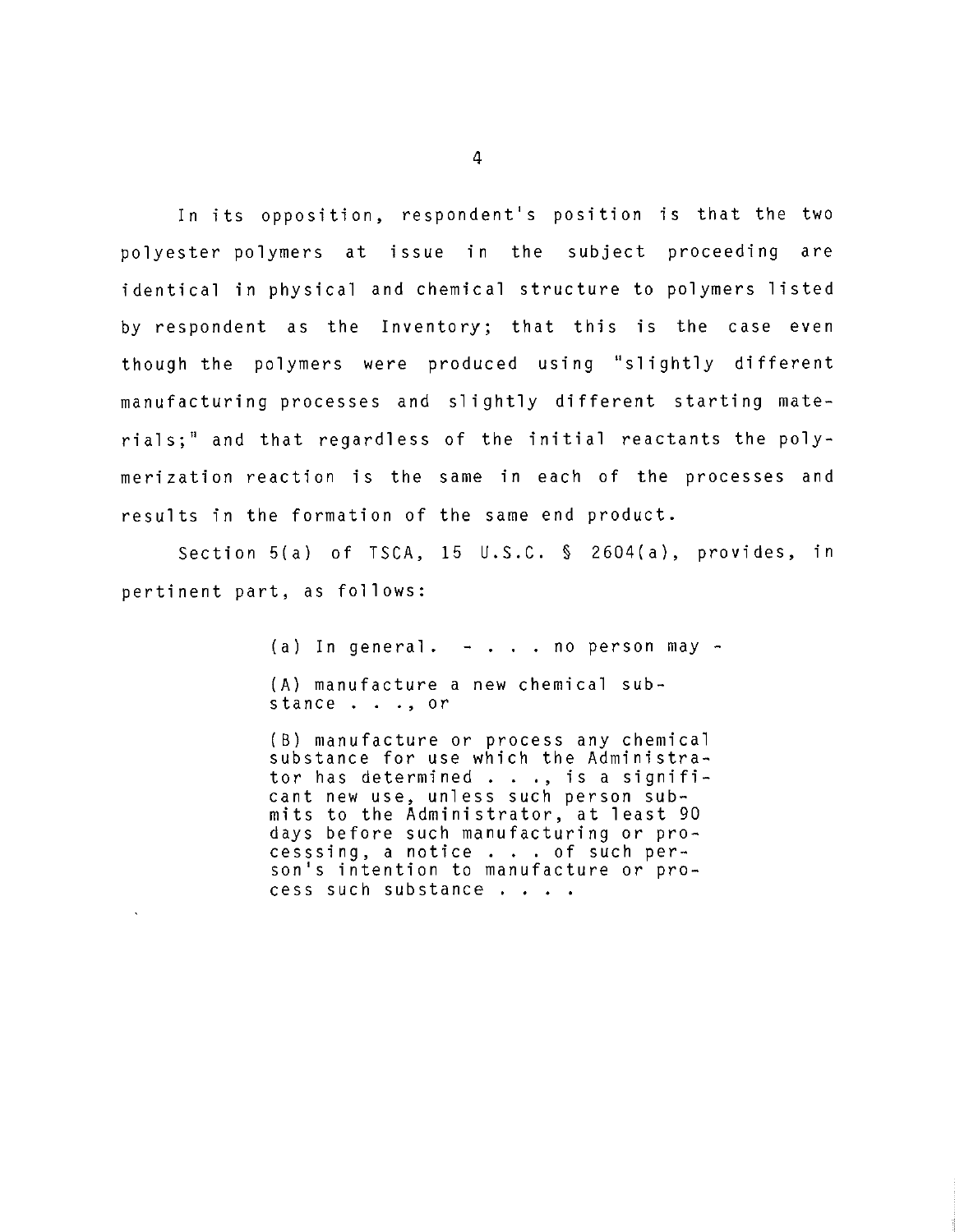In its opposition, respondent's position is that the two polyester polymers at issue in the subject proceeding are identical in physical and chemical structure to polymers listed by respondent as the Inventory; that this is the case even though the polymers were produced using "slightly different manufacturing processes and slightly different starting materials;" and that regardless of the initial reactants the polymerization reaction is the same in each of the processes and results in the formation of the same end product.

Section 5(a) of TSCA, 15 U.S.C. § 2604(a), provides, in pertinent part, as follows:

> (a) In general. - . . . no person may -
>
> (A) manufacture a new chemical substance . . ., or
>
> (B) manufacture or process any chemical substance for use which the Administrator has determined . . ., is a significant new use, unless such person submits to the Administrator, at least 90 days before such manufacturing or processsing, a notice . . . of such person's intention to manufacture or process such substance . . . .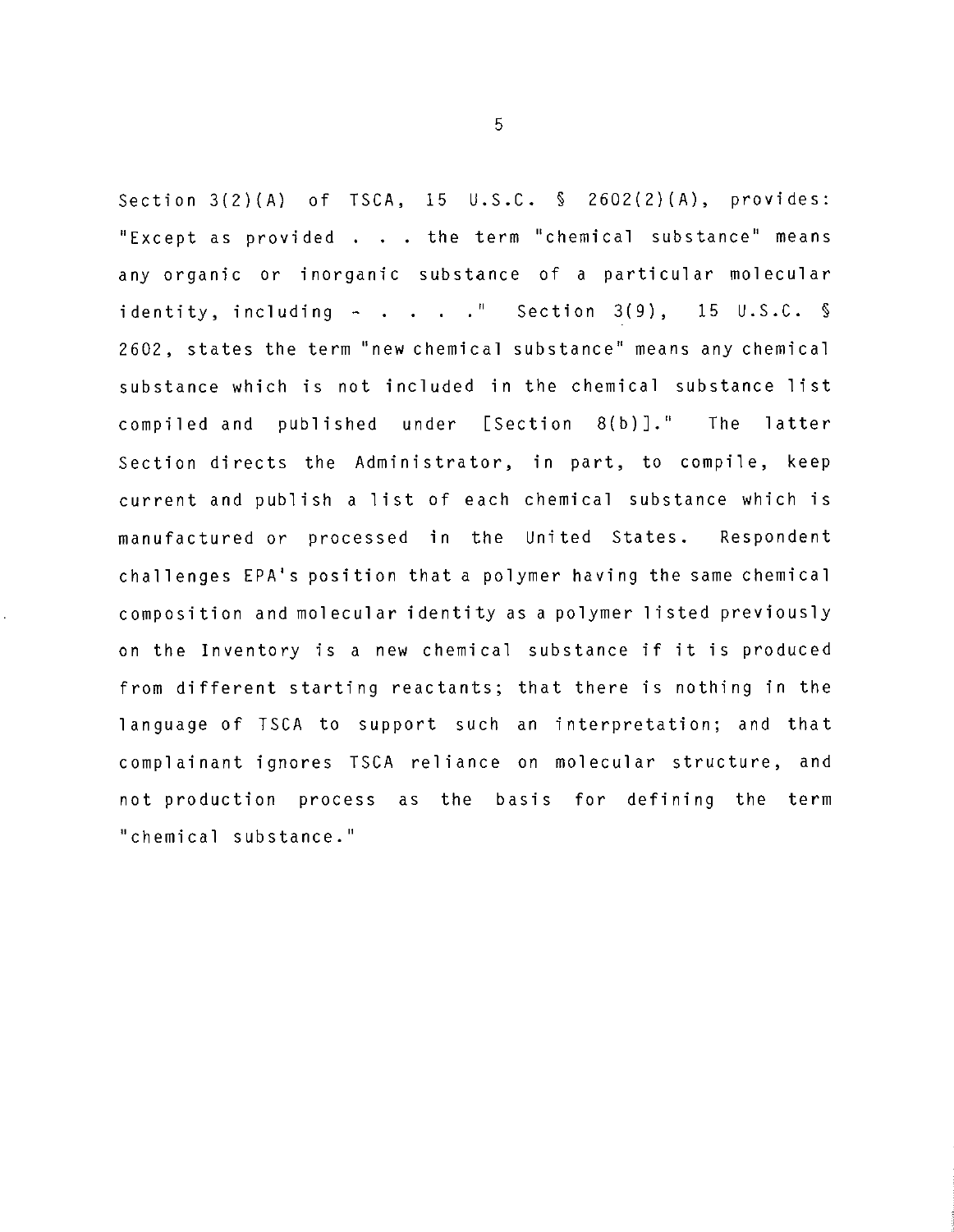Section 3(2)(A) of TSCA, 15 U.S.C. § 2602(2)(A), provides: "Except as provided . . . the term "chemical substance" means any organic or inorganic substance of a particular molecular identity, including - . . . ." Section 3(9), 15 U.S.C. § 2602, states the term "new chemical substance" means any chemical substance which is not included in the chemical substance list compiled and published under [Section 8(b)]." The latter Section directs the Administrator, in part, to compile, keep current and publish a list of each chemical substance which is manufactured or processed in the United States. Respondent challenges EPA's position that a polymer having the same chemical composition and molecular identity as a polymer listed previously on the Inventory is a new chemical substance if it is produced from different starting reactants; that there is nothing in the language of TSCA to support such an interpretation; and that complainant ignores TSCA reliance on molecular structure, and not production process as the basis for defining the term "chemical substance."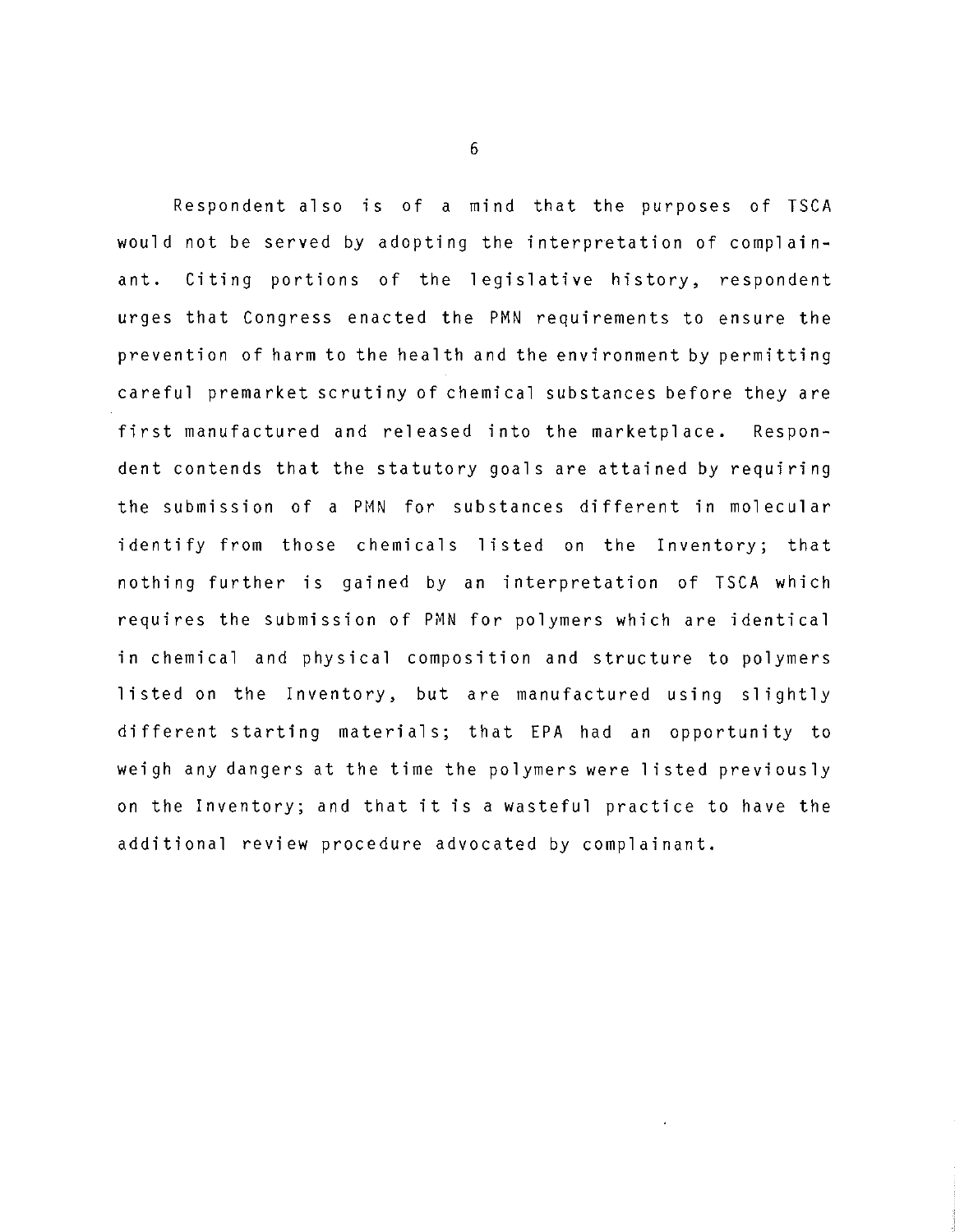Respondent also is of a mind that the purposes of TSCA would not be served by adopting the interpretation of complainant. Citing portions of the legislative history, respondent urges that Congress enacted the PMN requirements to ensure the prevention of harm to the health and the environment by permitting careful premarket scrutiny of chemical substances before they are first manufactured and released into the marketplace. Respondent contends that the statutory goals are attained by requiring the submission of a PMN for substances different in molecular identify from those chemicals listed on the Inventory; that nothing further is gained by an interpretation of TSCA which requires the submission of PMN for polymers which are identical in chemical and physical composition and structure to polymers listed on the Inventory, but are manufactured using slightly different starting materials; that EPA had an opportunity to weigh any dangers at the time the polymers were listed previously on the Inventory; and that it is a wasteful practice to have the additional review procedure advocated by complainant.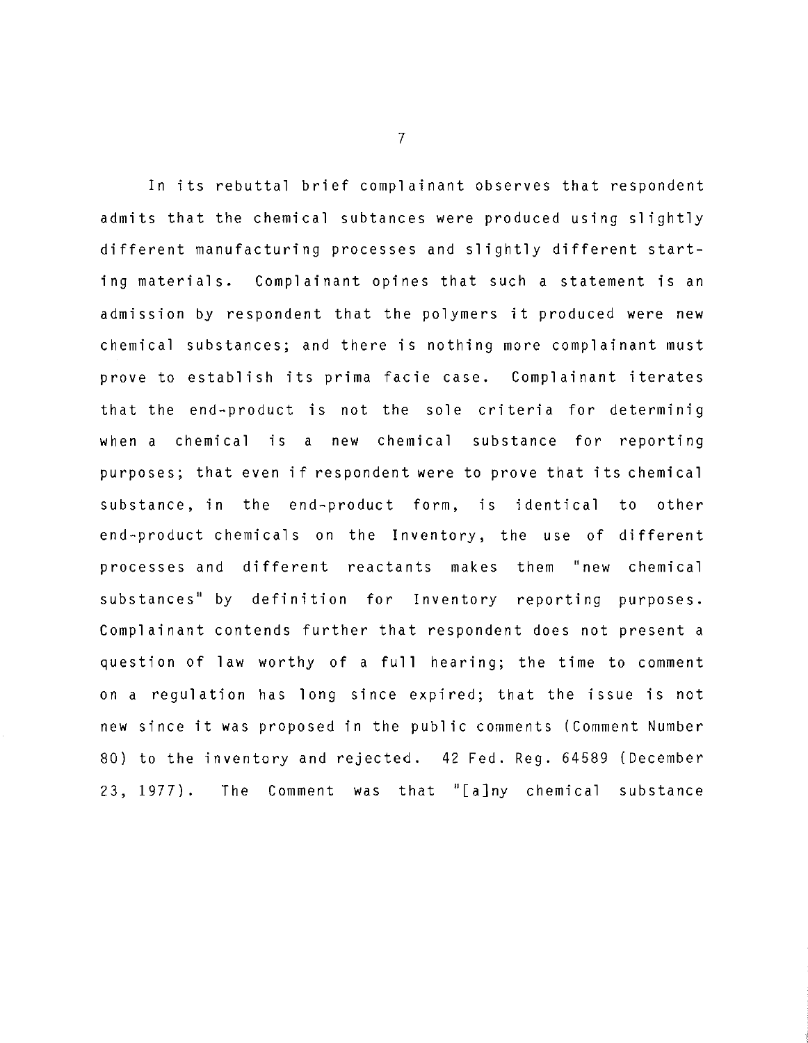In its rebuttal brief complainant observes that respondent admits that the chemical subtances were produced using slightly different manufacturing processes and slightly different starting materials. Complainant opines that such a statement is an admission by respondent that the polymers it produced were new chemical substances; and there is nothing more complainant must prove to establish its prima facie case. Complainant iterates that the end-product is not the sole criteria for determinig when a chemical is a new chemical substance for reporting purposes; that even if respondent were to prove that its chemical substance, in the end-product form, is identical to other end-product chemicals on the Inventory, the use of different processes and different reactants makes them "new chemical substances" by definition for Inventory reporting purposes. Complainant contends further that respondent does not present a question of law worthy of a full hearing; the time to comment on a regulation has long since expired; that the issue is not new since it was proposed in the public comments (Comment Number 80) to the inventory and rejected. 42 Fed. Reg. 64589 (December 23, 1977). The Comment was that "[a]ny chemical substance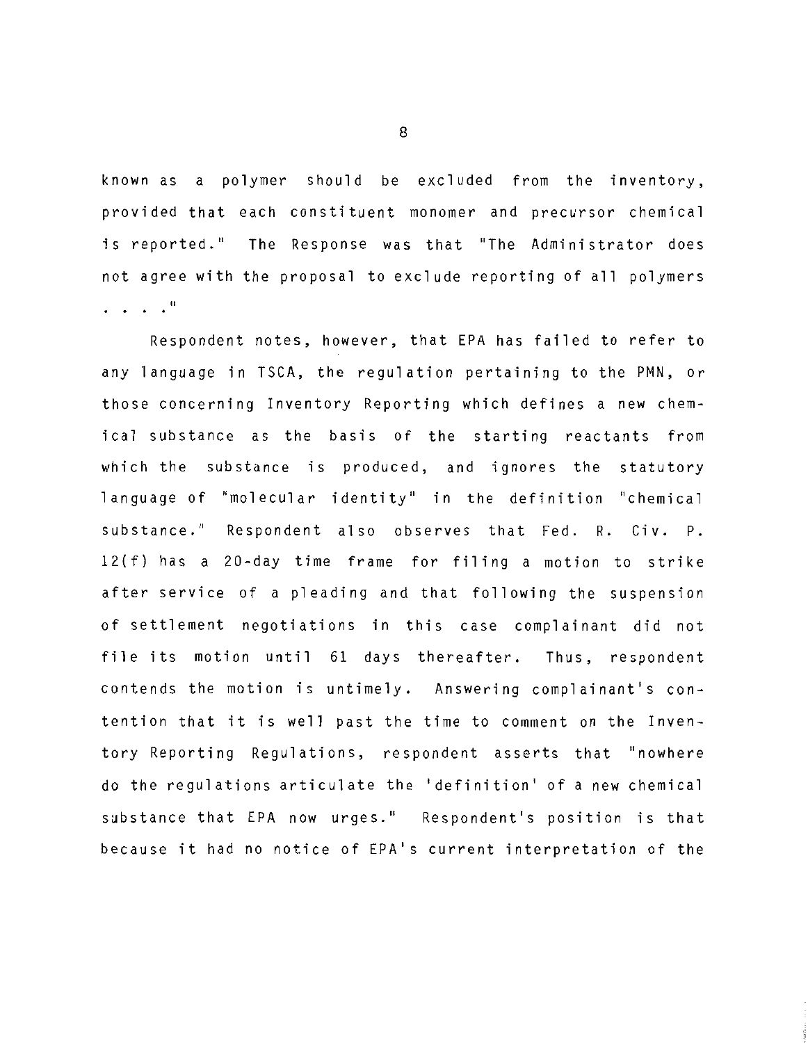known as a polymer should be excluded from the inventory, provided that each constituent monomer and precursor chemical is reported." The Response was that "The Administrator does not agree with the proposal to exclude reporting of all polymers . . . ."

Respondent notes, however, that EPA has failed to refer to any language in TSCA, the regulation pertaining to the PMN, or those concerning Inventory Reporting which defines a new chemical substance as the basis of the starting reactants from which the substance is produced, and ignores the statutory language of "molecular identity" in the definition "chemical substance." Respondent also observes that Fed. R. Civ. P. 12(f) has a 20-day time frame for filing a motion to strike after service of a pleading and that following the suspension of settlement negotiations in this case complainant did not file its motion until 61 days thereafter. Thus, respondent contends the motion is untimely. Answering complainant's contention that it is well past the time to comment on the Inventory Reporting Regulations, respondent asserts that "nowhere do the regulations articulate the 'definition' of a new chemical substance that EPA now urges." Respondent's position is that because it had no notice of EPA's current interpretation of the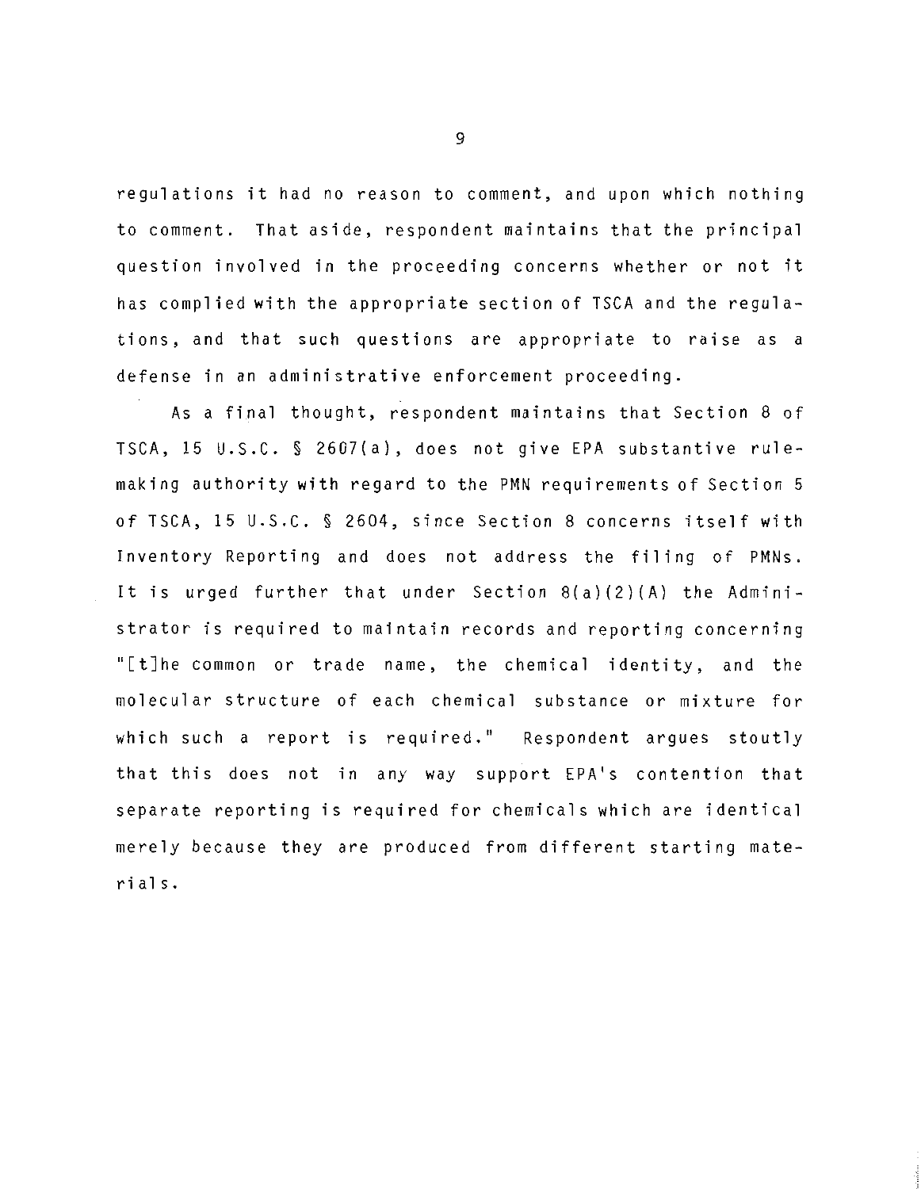regulations it had no reason to comment, and upon which nothing to comment. That aside, respondent maintains that the principal question involved in the proceeding concerns whether or not it has complied with the appropriate section of TSCA and the regulations, and that such questions are appropriate to raise as a defense in an administrative enforcement proceeding.

As a final thought, respondent maintains that Section 8 of TSCA, 15 U.S.C. § 2607(a), does not give EPA substantive rulemaking authority with regard to the PMN requirements of Section 5 of TSCA, 15 U.S.C. § 2604, since Section 8 concerns itself with Inventory Reporting and does not address the filing of PMNs. It is urged further that under Section 8(a)(2)(A) the Administrator is required to maintain records and reporting concerning "[t]he common or trade name, the chemical identity, and the molecular structure of each chemical substance or mixture for which such a report is required." Respondent argues stoutly that this does not in any way support EPA's contention that separate reporting is required for chemicals which are identical merely because they are produced from different starting materials.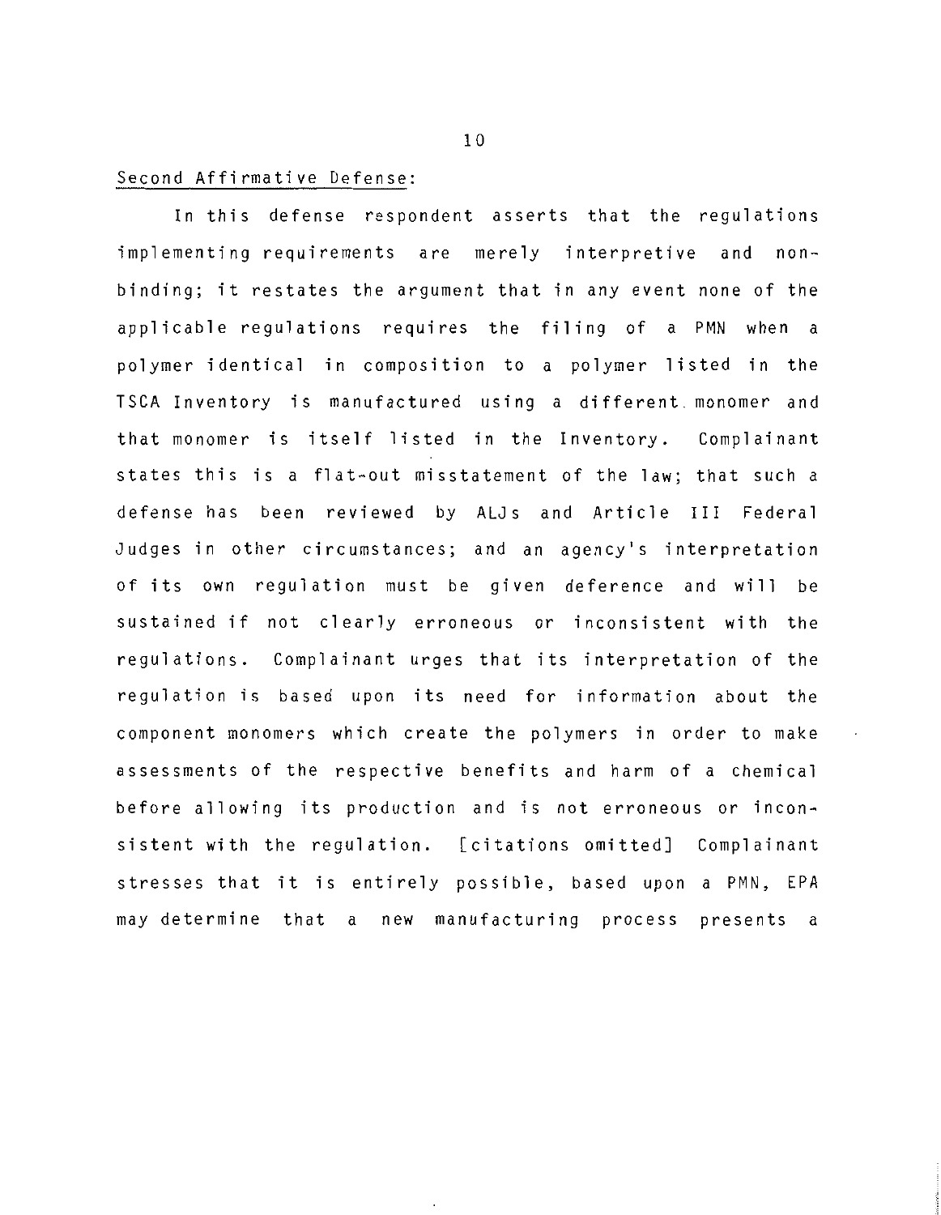Second Affirmative Defense:

In this defense respondent asserts that the regulations implementing requirements are merely interpretive and non-binding; it restates the argument that in any event none of the applicable regulations requires the filing of a PMN when a polymer identical in composition to a polymer listed in the TSCA Inventory is manufactured using a different monomer and that monomer is itself listed in the Inventory. Complainant states this is a flat-out misstatement of the law; that such a defense has been reviewed by ALJs and Article III Federal Judges in other circumstances; and an agency's interpretation of its own regulation must be given deference and will be sustained if not clearly erroneous or inconsistent with the regulations. Complainant urges that its interpretation of the regulation is based upon its need for information about the component monomers which create the polymers in order to make assessments of the respective benefits and harm of a chemical before allowing its production and is not erroneous or inconsistent with the regulation. [citations omitted] Complainant stresses that it is entirely possible, based upon a PMN, EPA may determine that a new manufacturing process presents a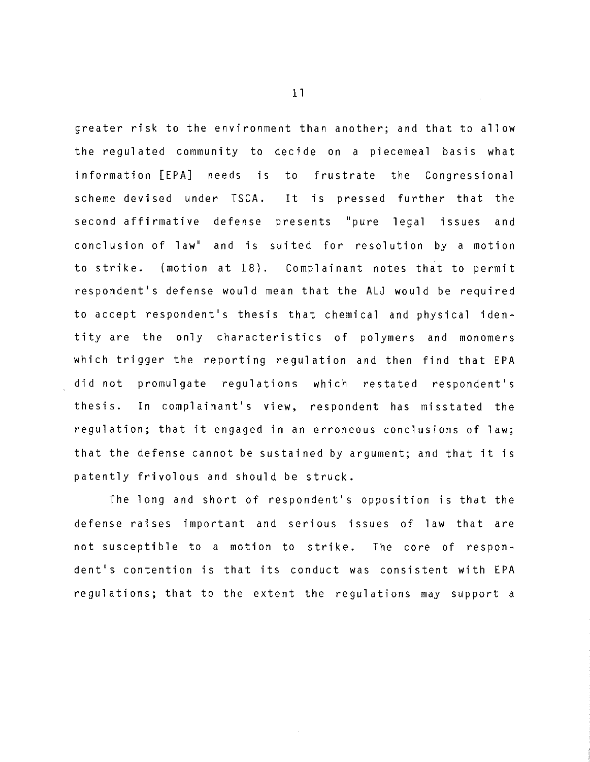greater risk to the environment than another; and that to allow the regulated community to decide on a piecemeal basis what information [EPA] needs is to frustrate the Congressional scheme devised under TSCA. It is pressed further that the second affirmative defense presents "pure legal issues and conclusion of law" and is suited for resolution by a motion to strike. (motion at 18). Complainant notes that to permit respondent's defense would mean that the ALJ would be required to accept respondent's thesis that chemical and physical identity are the only characteristics of polymers and monomers which trigger the reporting regulation and then find that EPA did not promulgate regulations which restated respondent's thesis. In complainant's view, respondent has misstated the regulation; that it engaged in an erroneous conclusions of law; that the defense cannot be sustained by argument; and that it is patently frivolous and should be struck.

The long and short of respondent's opposition is that the defense raises important and serious issues of law that are not susceptible to a motion to strike. The core of respondent's contention is that its conduct was consistent with EPA regulations; that to the extent the regulations may support a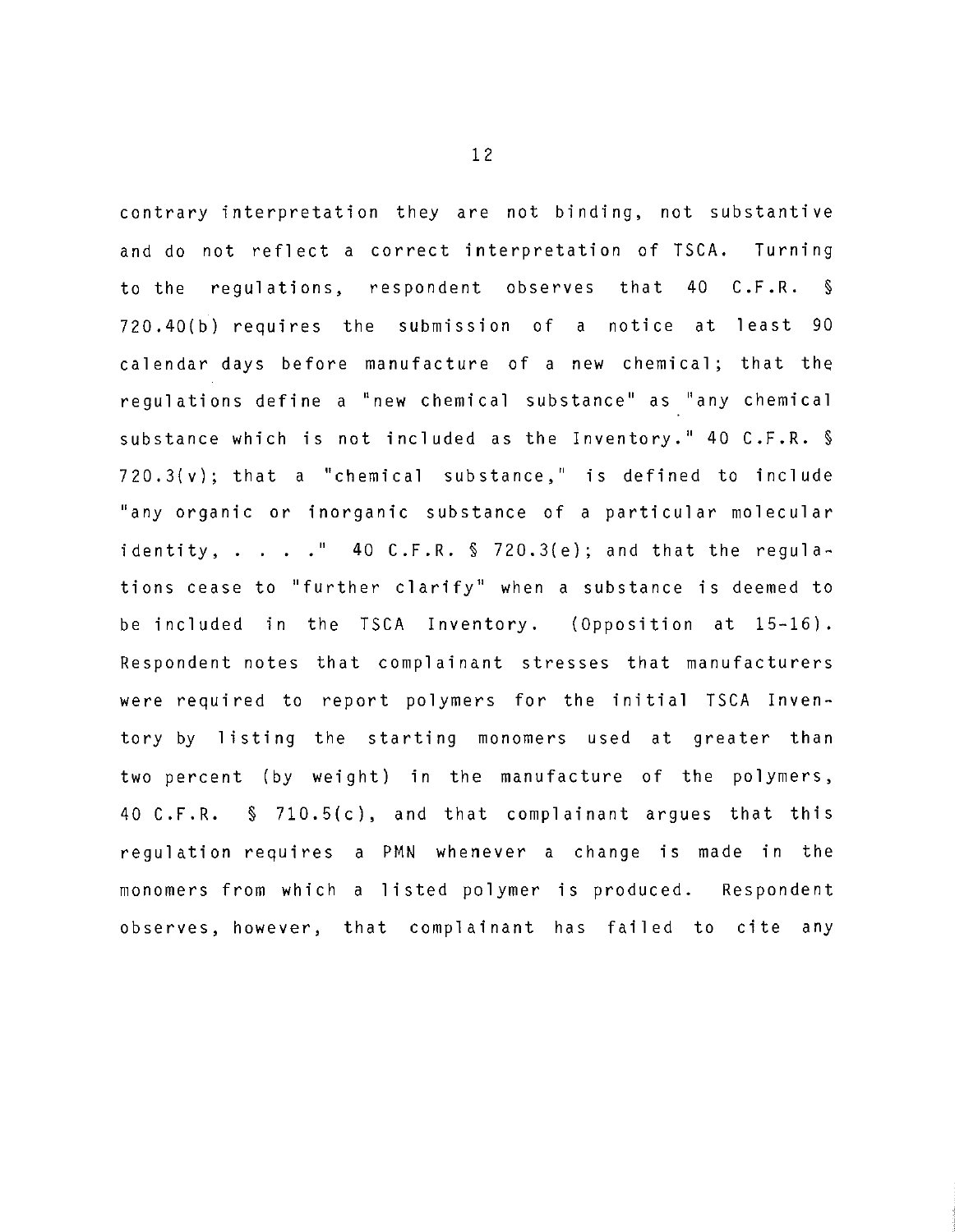contrary interpretation they are not binding, not substantive and do not reflect a correct interpretation of TSCA. Turning to the regulations, respondent observes that 40 C.F.R. § 720.40(b) requires the submission of a notice at least 90 calendar days before manufacture of a new chemical; that the regulations define a "new chemical substance" as "any chemical substance which is not included as the Inventory." 40 C.F.R. § 720.3(v); that a "chemical substance," is defined to include "any organic or inorganic substance of a particular molecular identity, . . . ." 40 C.F.R. § 720.3(e); and that the regulations cease to "further clarify" when a substance is deemed to be included in the TSCA Inventory. (Opposition at 15-16). Respondent notes that complainant stresses that manufacturers were required to report polymers for the initial TSCA Inventory by listing the starting monomers used at greater than two percent (by weight) in the manufacture of the polymers, 40 C.F.R. § 710.5(c), and that complainant argues that this regulation requires a PMN whenever a change is made in the monomers from which a listed polymer is produced. Respondent observes, however, that complainant has failed to cite any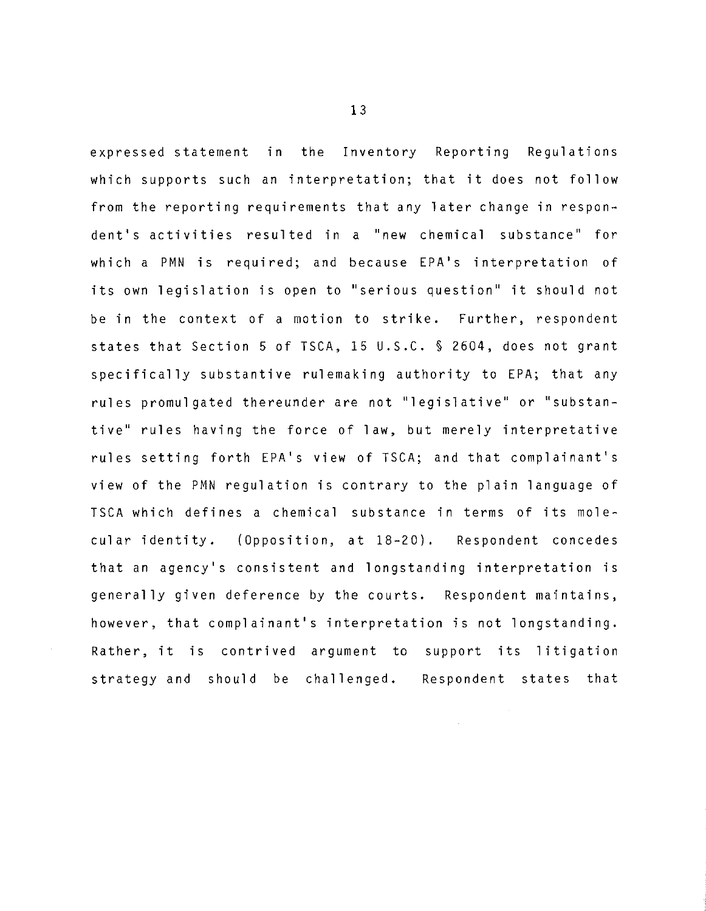expressed statement in the Inventory Reporting Regulations which supports such an interpretation; that it does not follow from the reporting requirements that any later change in respondent's activities resulted in a "new chemical substance" for which a PMN is required; and because EPA's interpretation of its own legislation is open to "serious question" it should not be in the context of a motion to strike. Further, respondent states that Section 5 of TSCA, 15 U.S.C. § 2604, does not grant specifically substantive rulemaking authority to EPA; that any rules promulgated thereunder are not "legislative" or "substantive" rules having the force of law, but merely interpretative rules setting forth EPA's view of TSCA; and that complainant's view of the PMN regulation is contrary to the plain language of TSCA which defines a chemical substance in terms of its molecular identity. (Opposition, at 18-20). Respondent concedes that an agency's consistent and longstanding interpretation is generally given deference by the courts. Respondent maintains, however, that complainant's interpretation is not longstanding. Rather, it is contrived argument to support its litigation strategy and should be challenged. Respondent states that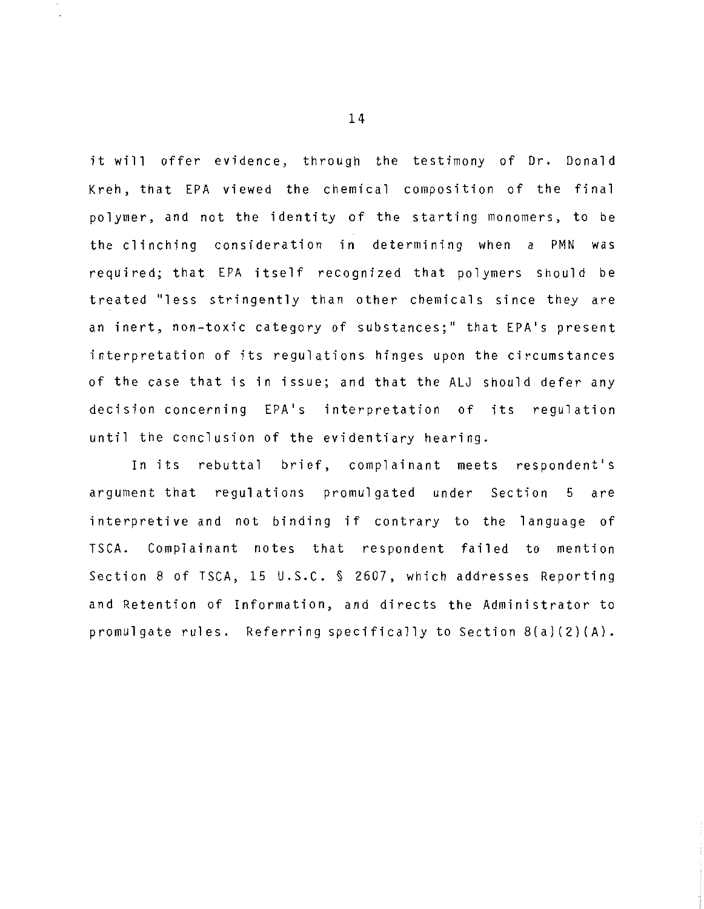it will offer evidence, through the testimony of Dr. Donald Kreh, that EPA viewed the chemical composition of the final polymer, and not the identity of the starting monomers, to be the clinching consideration in determining when a PMN was required; that EPA itself recognized that polymers should be treated "less stringently than other chemicals since they are an inert, non-toxic category of substances;" that EPA's present interpretation of its regulations hinges upon the circumstances of the case that is in issue; and that the ALJ should defer any decision concerning EPA's interpretation of its regulation until the conclusion of the evidentiary hearing.

In its rebuttal brief, complainant meets respondent's argument that regulations promulgated under Section 5 are interpretive and not binding if contrary to the language of TSCA. Complainant notes that respondent failed to mention Section 8 of TSCA, 15 U.S.C. § 2607, which addresses Reporting and Retention of Information, and directs the Administrator to promulgate rules. Referring specifically to Section 8(a)(2)(A).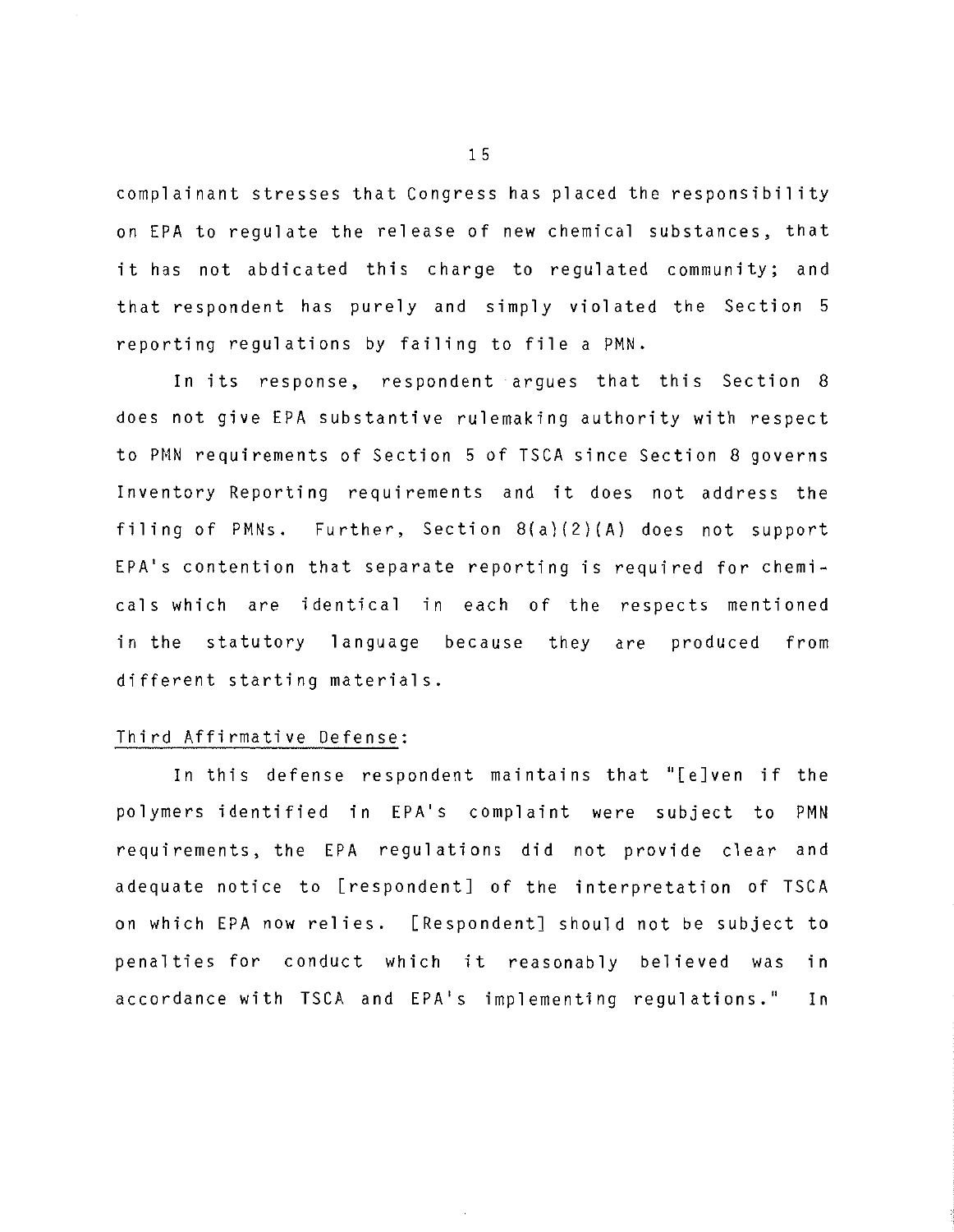complainant stresses that Congress has placed the responsibility on EPA to regulate the release of new chemical substances, that it has not abdicated this charge to regulated community; and that respondent has purely and simply violated the Section 5 reporting regulations by failing to file a PMN.

In its response, respondent argues that this Section 8 does not give EPA substantive rulemaking authority with respect to PMN requirements of Section 5 of TSCA since Section 8 governs Inventory Reporting requirements and it does not address the filing of PMNs. Further, Section 8(a)(2)(A) does not support EPA's contention that separate reporting is required for chemicals which are identical in each of the respects mentioned in the statutory language because they are produced from different starting materials.

Third Affirmative Defense:

In this defense respondent maintains that "[e]ven if the polymers identified in EPA's complaint were subject to PMN requirements, the EPA regulations did not provide clear and adequate notice to [respondent] of the interpretation of TSCA on which EPA now relies. [Respondent] should not be subject to penalties for conduct which it reasonably believed was in accordance with TSCA and EPA's implementing regulations." In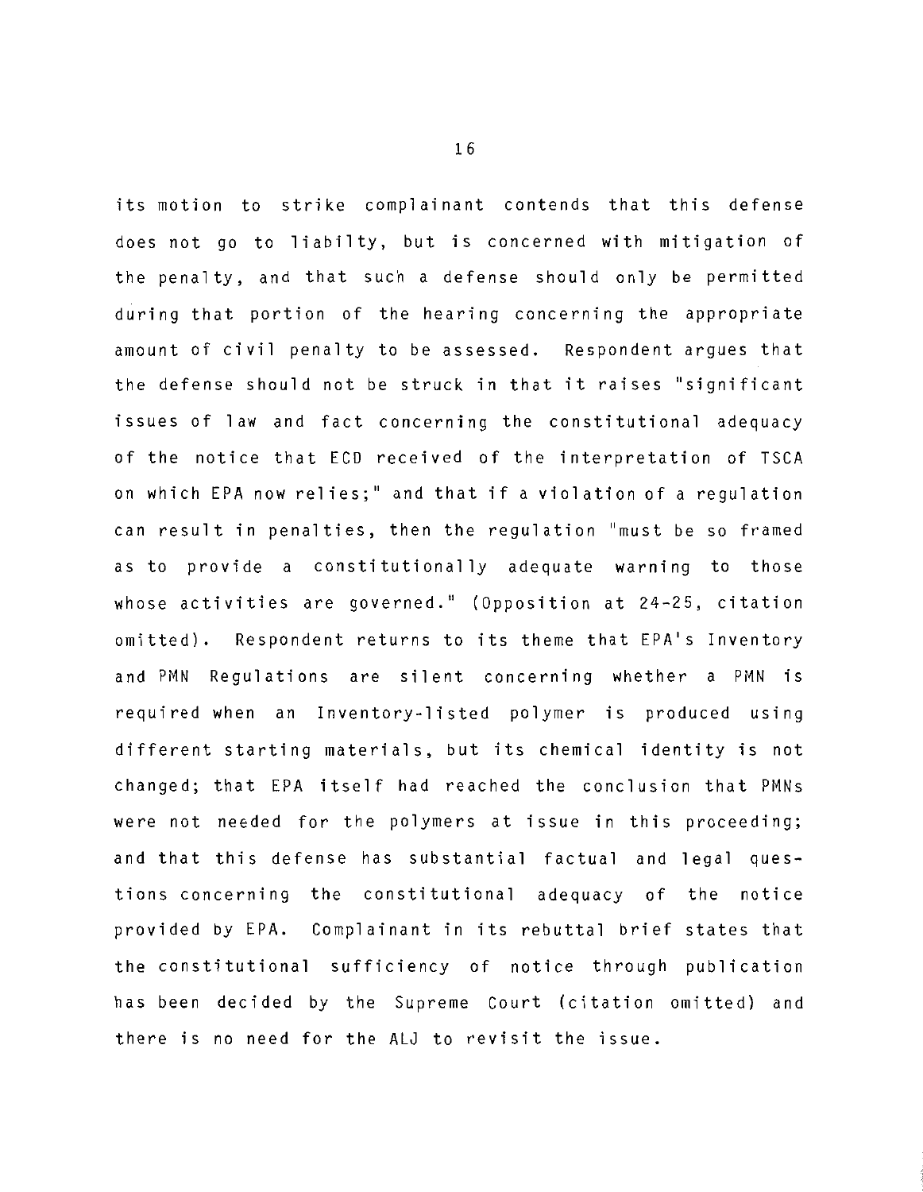its motion to strike complainant contends that this defense does not go to liabilty, but is concerned with mitigation of the penalty, and that such a defense should only be permitted during that portion of the hearing concerning the appropriate amount of civil penalty to be assessed. Respondent argues that the defense should not be struck in that it raises "significant issues of law and fact concerning the constitutional adequacy of the notice that ECD received of the interpretation of TSCA on which EPA now relies;" and that if a violation of a regulation can result in penalties, then the regulation "must be so framed as to provide a constitutionally adequate warning to those whose activities are governed." (Opposition at 24-25, citation omitted). Respondent returns to its theme that EPA's Inventory and PMN Regulations are silent concerning whether a PMN is required when an Inventory-listed polymer is produced using different starting materials, but its chemical identity is not changed; that EPA itself had reached the conclusion that PMNs were not needed for the polymers at issue in this proceeding; and that this defense has substantial factual and legal questions concerning the constitutional adequacy of the notice provided by EPA. Complainant in its rebuttal brief states that the constitutional sufficiency of notice through publication has been decided by the Supreme Court (citation omitted) and there is no need for the ALJ to revisit the issue.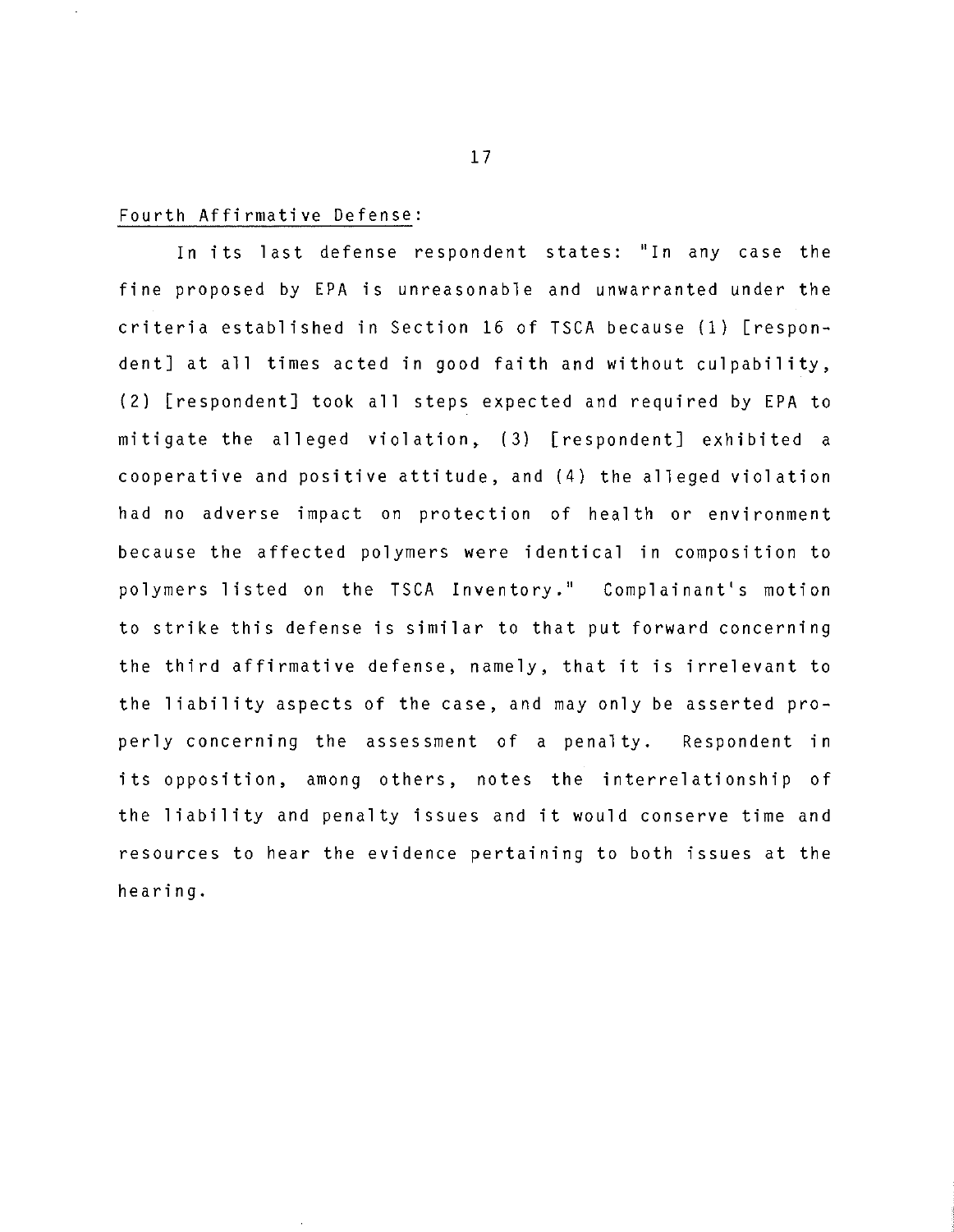<u>Fourth Affirmative Defense</u>:

In its last defense respondent states: "In any case the fine proposed by EPA is unreasonable and unwarranted under the criteria established in Section 16 of TSCA because (1) [respondent] at all times acted in good faith and without culpability, (2) [respondent] took all steps expected and required by EPA to mitigate the alleged violation, (3) [respondent] exhibited a cooperative and positive attitude, and (4) the alleged violation had no adverse impact on protection of health or environment because the affected polymers were identical in composition to polymers listed on the TSCA Inventory." Complainant's motion to strike this defense is similar to that put forward concerning the third affirmative defense, namely, that it is irrelevant to the liability aspects of the case, and may only be asserted properly concerning the assessment of a penalty. Respondent in its opposition, among others, notes the interrelationship of the liability and penalty issues and it would conserve time and resources to hear the evidence pertaining to both issues at the hearing.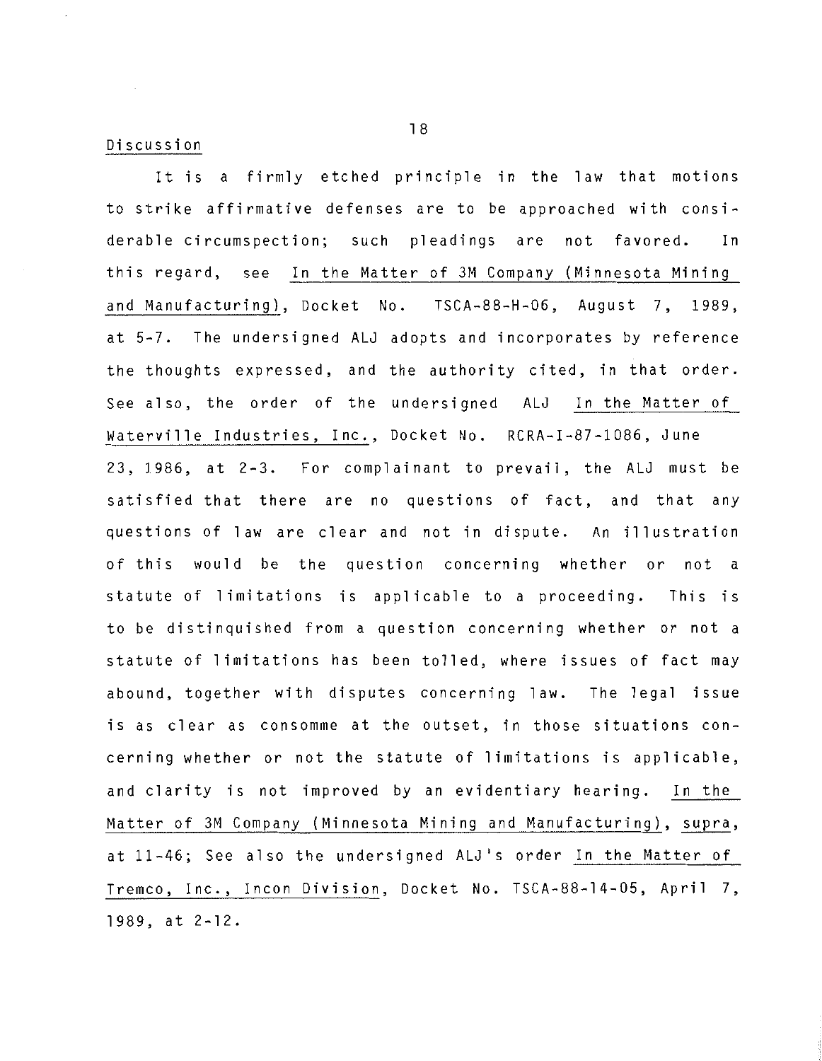Discussion

It is a firmly etched principle in the law that motions to strike affirmative defenses are to be approached with considerable circumspection; such pleadings are not favored. In this regard, see In the Matter of 3M Company (Minnesota Mining and Manufacturing), Docket No. TSCA-88-H-06, August 7, 1989, at 5-7. The undersigned ALJ adopts and incorporates by reference the thoughts expressed, and the authority cited, in that order. See also, the order of the undersigned ALJ In the Matter of Waterville Industries, Inc., Docket No. RCRA-I-87-1086, June 23, 1986, at 2-3. For complainant to prevail, the ALJ must be satisfied that there are no questions of fact, and that any questions of law are clear and not in dispute. An illustration of this would be the question concerning whether or not a statute of limitations is applicable to a proceeding. This is to be distinguished from a question concerning whether or not a statute of limitations has been tolled, where issues of fact may abound, together with disputes concerning law. The legal issue is as clear as consomme at the outset, in those situations concerning whether or not the statute of limitations is applicable, and clarity is not improved by an evidentiary hearing. In the Matter of 3M Company (Minnesota Mining and Manufacturing), supra, at 11-46; See also the undersigned ALJ's order In the Matter of Tremco, Inc., Incon Division, Docket No. TSCA-88-14-05, April 7, 1989, at 2-12.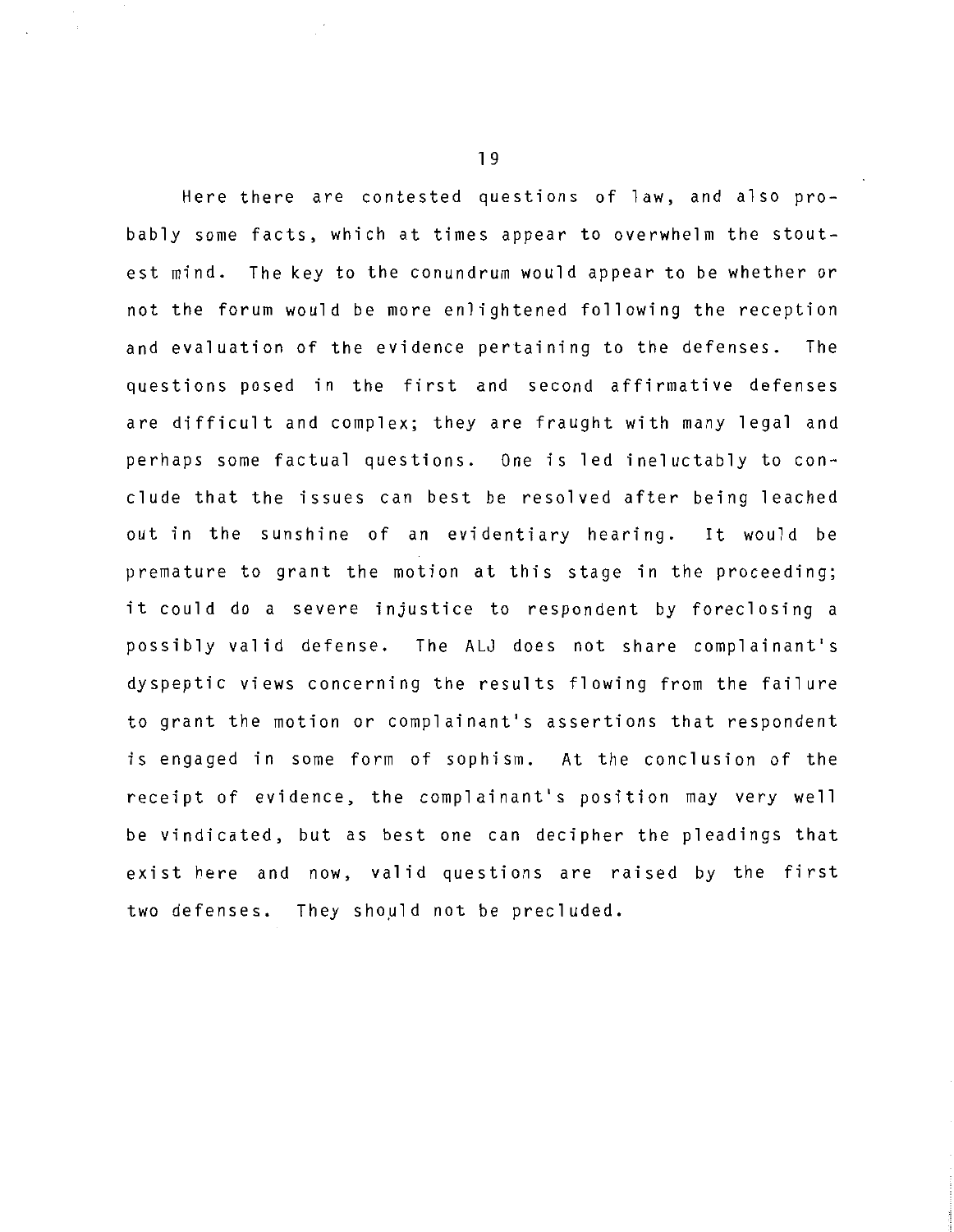Here there are contested questions of law, and also probably some facts, which at times appear to overwhelm the stoutest mind. The key to the conundrum would appear to be whether or not the forum would be more enlightened following the reception and evaluation of the evidence pertaining to the defenses. The questions posed in the first and second affirmative defenses are difficult and complex; they are fraught with many legal and perhaps some factual questions. One is led ineluctably to conclude that the issues can best be resolved after being leached out in the sunshine of an evidentiary hearing. It would be premature to grant the motion at this stage in the proceeding; it could do a severe injustice to respondent by foreclosing a possibly valid defense. The ALJ does not share complainant's dyspeptic views concerning the results flowing from the failure to grant the motion or complainant's assertions that respondent is engaged in some form of sophism. At the conclusion of the receipt of evidence, the complainant's position may very well be vindicated, but as best one can decipher the pleadings that exist here and now, valid questions are raised by the first two defenses. They should not be precluded.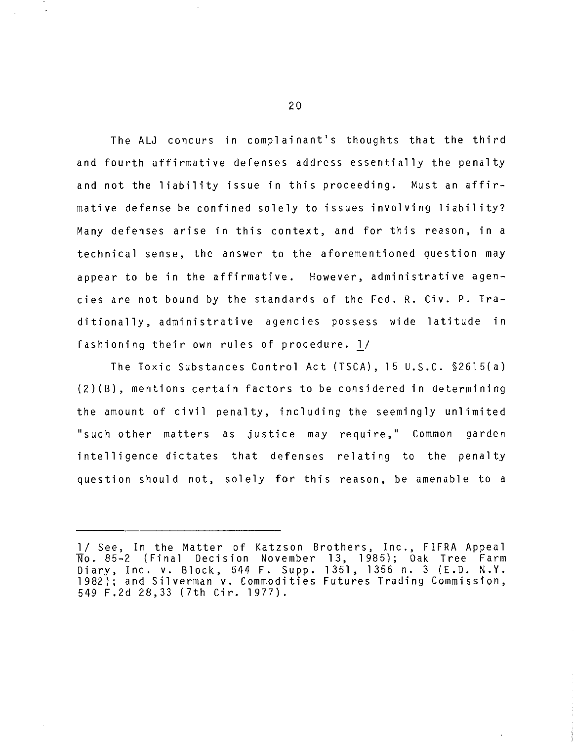The ALJ concurs in complainant's thoughts that the third and fourth affirmative defenses address essentially the penalty and not the liability issue in this proceeding. Must an affirmative defense be confined solely to issues involving liability? Many defenses arise in this context, and for this reason, in a technical sense, the answer to the aforementioned question may appear to be in the affirmative. However, administrative agencies are not bound by the standards of the Fed. R. Civ. P. Traditionally, administrative agencies possess wide latitude in fashioning their own rules of procedure. 1/

The Toxic Substances Control Act (TSCA), 15 U.S.C. §2615(a)(2)(B), mentions certain factors to be considered in determining the amount of civil penalty, including the seemingly unlimited "such other matters as justice may require," Common garden intelligence dictates that defenses relating to the penalty question should not, solely for this reason, be amenable to a

---

1/ See, In the Matter of Katzson Brothers, Inc., FIFRA Appeal No. 85-2 (Final Decision November 13, 1985); Oak Tree Farm Diary, Inc. v. Block, 544 F. Supp. 1351, 1356 n. 3 (E.D. N.Y. 1982); and Silverman v. Commodities Futures Trading Commission, 549 F.2d 28,33 (7th Cir. 1977).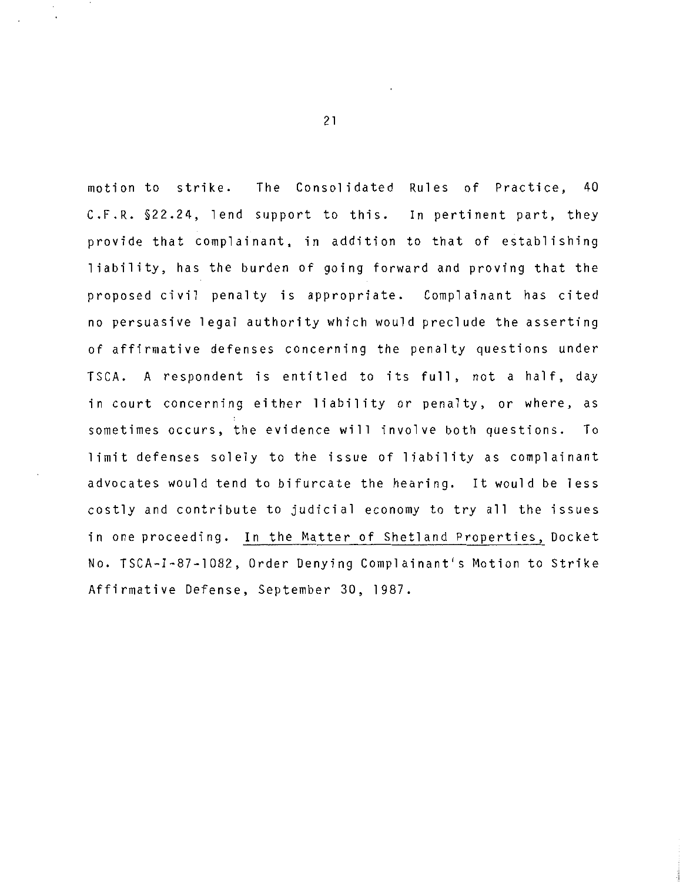motion to strike. The Consolidated Rules of Practice, 40 C.F.R. §22.24, lend support to this. In pertinent part, they provide that complainant, in addition to that of establishing liability, has the burden of going forward and proving that the proposed civil penalty is appropriate. Complainant has cited no persuasive legal authority which would preclude the asserting of affirmative defenses concerning the penalty questions under TSCA. A respondent is entitled to its full, not a half, day in court concerning either liability or penalty, or where, as sometimes occurs, the evidence will involve both questions. To limit defenses solely to the issue of liability as complainant advocates would tend to bifurcate the hearing. It would be less costly and contribute to judicial economy to try all the issues in one proceeding. In the Matter of Shetland Properties, Docket No. TSCA-I-87-1082, Order Denying Complainant's Motion to Strike Affirmative Defense, September 30, 1987.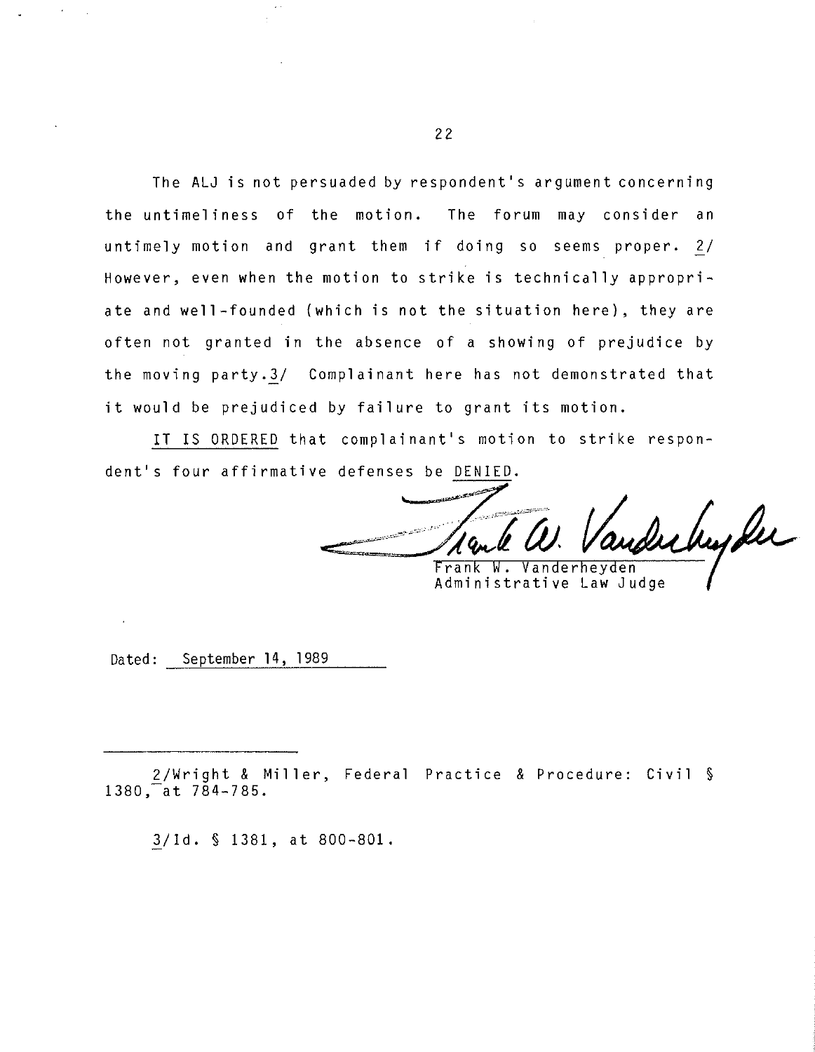The ALJ is not persuaded by respondent's argument concerning the untimeliness of the motion. The forum may consider an untimely motion and grant them if doing so seems proper. [2] However, even when the motion to strike is technically appropriate and well-founded (which is not the situation here), they are often not granted in the absence of a showing of prejudice by the moving party.[3] Complainant here has not demonstrated that it would be prejudiced by failure to grant its motion.

IT IS ORDERED that complainant's motion to strike respondent's four affirmative defenses be DENIED.

Frank W. Vanderheyden
Administrative Law Judge

Dated: September 14, 1989

---

2/Wright & Miller, Federal Practice & Procedure: Civil § 1380, at 784-785.

3/Id. § 1381, at 800-801.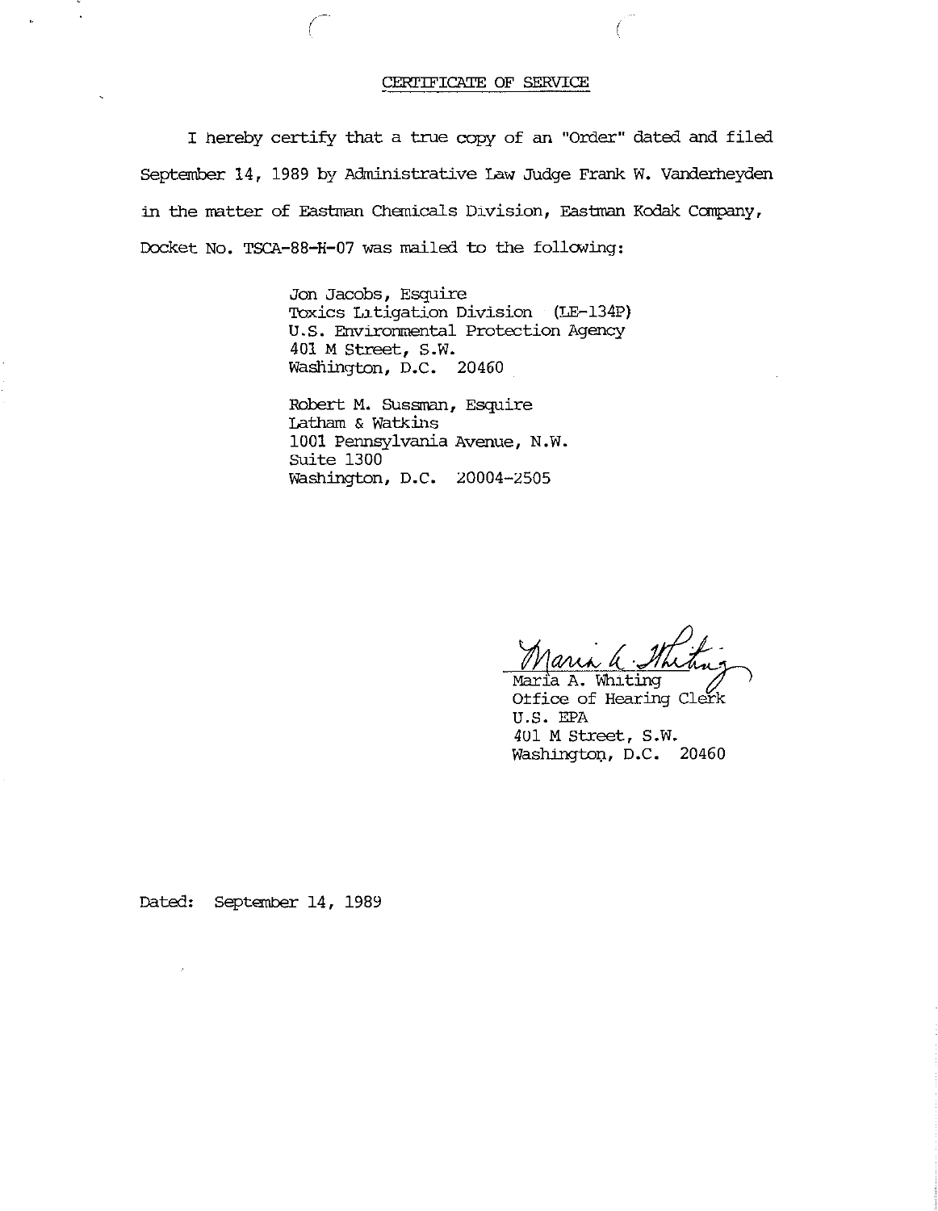# CERTIFICATE OF SERVICE

I hereby certify that a true copy of an "Order" dated and filed September 14, 1989 by Administrative Law Judge Frank W. Vanderheyden in the matter of Eastman Chemicals Division, Eastman Kodak Company, Docket No. TSCA-88-H-07 was mailed to the following:

Jon Jacobs, Esquire
Toxics Litigation Division (LE-134P)
U.S. Environmental Protection Agency
401 M Street, S.W.
Washington, D.C. 20460

Robert M. Sussman, Esquire
Latham & Watkins
1001 Pennsylvania Avenue, N.W.
Suite 1300
Washington, D.C. 20004-2505

Maria A. Whiting
Office of Hearing Clerk
U.S. EPA
401 M Street, S.W.
Washington, D.C. 20460

Dated: September 14, 1989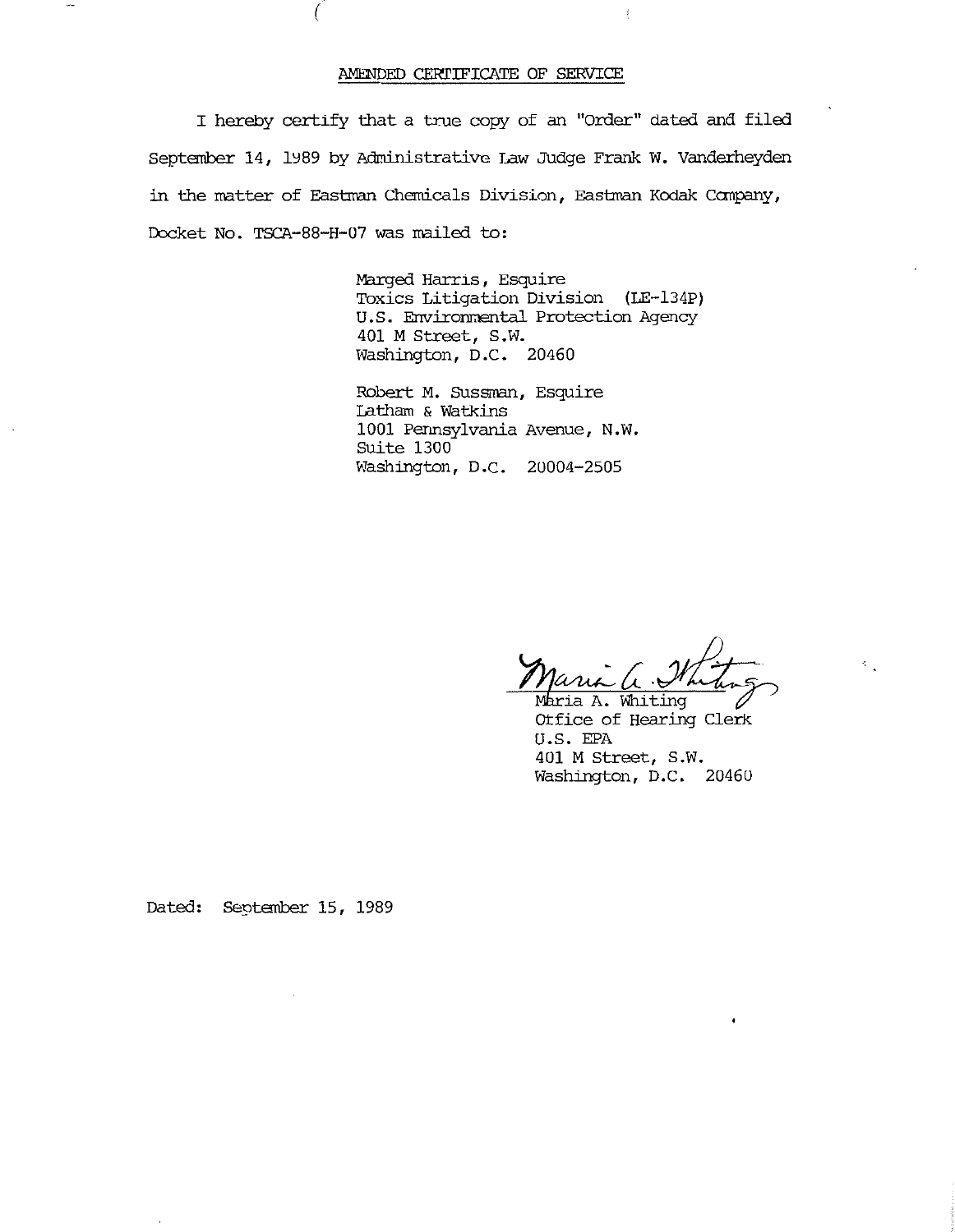AMENDED CERTIFICATE OF SERVICE

I hereby certify that a true copy of an "Order" dated and filed September 14, 1989 by Administrative Law Judge Frank W. Vanderheyden in the matter of Eastman Chemicals Division, Eastman Kodak Company, Docket No. TSCA-88-H-07 was mailed to:

Marged Harris, Esquire
Toxics Litigation Division (LE-134P)
U.S. Environmental Protection Agency
401 M Street, S.W.
Washington, D.C. 20460

Robert M. Sussman, Esquire
Latham & Watkins
1001 Pennsylvania Avenue, N.W.
Suite 1300
Washington, D.C. 20004-2505

Maria A. Whiting
Office of Hearing Clerk
U.S. EPA
401 M Street, S.W.
Washington, D.C. 20460

Dated: September 15, 1989